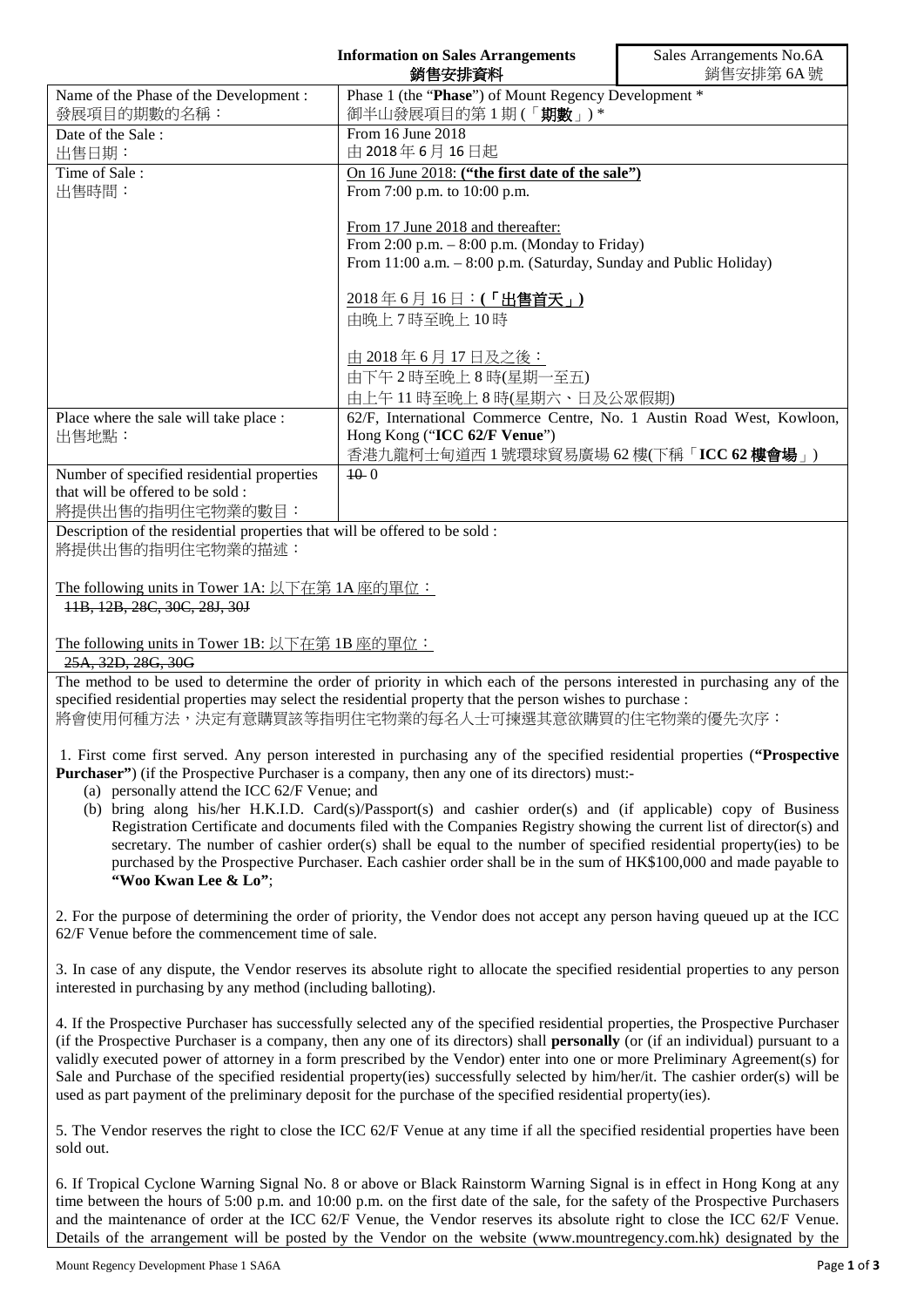| Information on Sales Arrangements<br>銷售安排資料 | Sales Arrangements No.6A<br>銷售安排第 6A 號 |
|---|---|

| | |
|---|---|
| Name of the Phase of the Development :<br>發展項目的期數的名稱： | Phase 1 (the "**Phase**") of Mount Regency Development *<br>御半山發展項目的第 1 期 (「**期數**」) * |
| Date of the Sale :<br>出售日期： | From 16 June 2018<br>由 2018 年 6 月 16 日起 |
| Time of Sale :<br>出售時間： | On 16 June 2018: **("the first date of the sale")**<br>From 7:00 p.m. to 10:00 p.m.<br><br>From 17 June 2018 and thereafter:<br>From 2:00 p.m. – 8:00 p.m. (Monday to Friday)<br>From 11:00 a.m. – 8:00 p.m. (Saturday, Sunday and Public Holiday)<br><br>2018 年 6 月 16 日：**(「出售首天」)**<br>由晚上 7 時至晚上 10 時<br><br>由 2018 年 6 月 17 日及之後：<br>由下午 2 時至晚上 8 時(星期一至五)<br>由上午 11 時至晚上 8 時(星期六、日及公眾假期) |
| Place where the sale will take place :<br>出售地點： | 62/F, International Commerce Centre, No. 1 Austin Road West, Kowloon, Hong Kong ("**ICC 62/F Venue**")<br>香港九龍柯士甸道西 1 號環球貿易廣場 62 樓(下稱「**ICC 62 樓會場**」) |
| Number of specified residential properties that will be offered to be sold :<br>將提供出售的指明住宅物業的數目： | ~~10~~ 0 |

Description of the residential properties that will be offered to be sold :
將提供出售的指明住宅物業的描述：

The following units in Tower 1A: 以下在第 1A 座的單位：
~~11B, 12B, 28C, 30C, 28J, 30J~~

The following units in Tower 1B: 以下在第 1B 座的單位：
~~25A, 32D, 28G, 30G~~

The method to be used to determine the order of priority in which each of the persons interested in purchasing any of the specified residential properties may select the residential property that the person wishes to purchase :
將會使用何種方法，決定有意購買該等指明住宅物業的每名人士可揀選其意欲購買的住宅物業的優先次序：

1. First come first served. Any person interested in purchasing any of the specified residential properties (**"Prospective Purchaser"**) (if the Prospective Purchaser is a company, then any one of its directors) must:-
   (a) personally attend the ICC 62/F Venue; and
   (b) bring along his/her H.K.I.D. Card(s)/Passport(s) and cashier order(s) and (if applicable) copy of Business Registration Certificate and documents filed with the Companies Registry showing the current list of director(s) and secretary. The number of cashier order(s) shall be equal to the number of specified residential property(ies) to be purchased by the Prospective Purchaser. Each cashier order shall be in the sum of HK$100,000 and made payable to **"Woo Kwan Lee & Lo"**;

2. For the purpose of determining the order of priority, the Vendor does not accept any person having queued up at the ICC 62/F Venue before the commencement time of sale.

3. In case of any dispute, the Vendor reserves its absolute right to allocate the specified residential properties to any person interested in purchasing by any method (including balloting).

4. If the Prospective Purchaser has successfully selected any of the specified residential properties, the Prospective Purchaser (if the Prospective Purchaser is a company, then any one of its directors) shall **personally** (or (if an individual) pursuant to a validly executed power of attorney in a form prescribed by the Vendor) enter into one or more Preliminary Agreement(s) for Sale and Purchase of the specified residential property(ies) successfully selected by him/her/it. The cashier order(s) will be used as part payment of the preliminary deposit for the purchase of the specified residential property(ies).

5. The Vendor reserves the right to close the ICC 62/F Venue at any time if all the specified residential properties have been sold out.

6. If Tropical Cyclone Warning Signal No. 8 or above or Black Rainstorm Warning Signal is in effect in Hong Kong at any time between the hours of 5:00 p.m. and 10:00 p.m. on the first date of the sale, for the safety of the Prospective Purchasers and the maintenance of order at the ICC 62/F Venue, the Vendor reserves its absolute right to close the ICC 62/F Venue. Details of the arrangement will be posted by the Vendor on the website (www.mountregency.com.hk) designated by the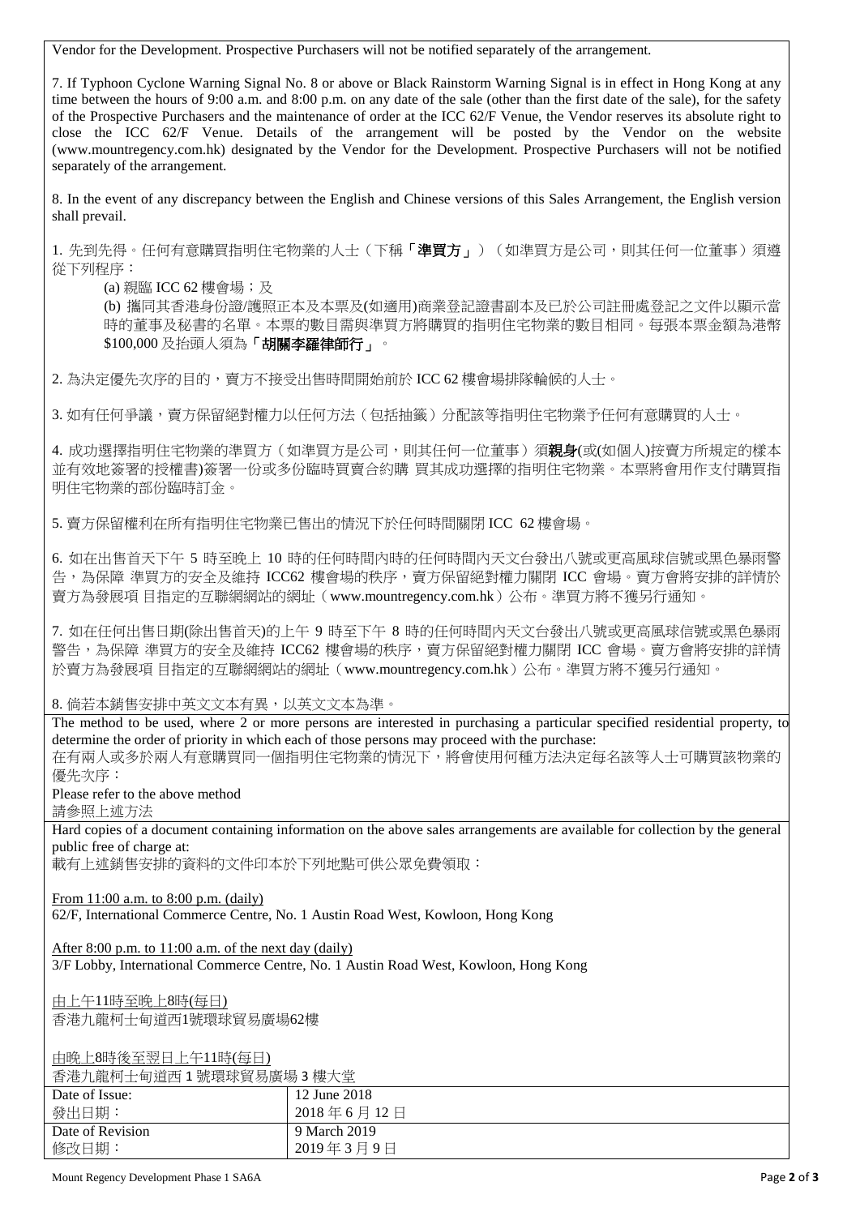Vendor for the Development. Prospective Purchasers will not be notified separately of the arrangement.

7. If Typhoon Cyclone Warning Signal No. 8 or above or Black Rainstorm Warning Signal is in effect in Hong Kong at any time between the hours of 9:00 a.m. and 8:00 p.m. on any date of the sale (other than the first date of the sale), for the safety of the Prospective Purchasers and the maintenance of order at the ICC 62/F Venue, the Vendor reserves its absolute right to close the ICC 62/F Venue. Details of the arrangement will be posted by the Vendor on the website (www.mountregency.com.hk) designated by the Vendor for the Development. Prospective Purchasers will not be notified separately of the arrangement.

8. In the event of any discrepancy between the English and Chinese versions of this Sales Arrangement, the English version shall prevail.

1. 先到先得。任何有意購買指明住宅物業的人士（下稱**「準買方」**）（如準買方是公司，則其任何一位董事）須遵從下列程序：

(a) 親臨 ICC 62 樓會場；及

(b) 攜同其香港身份證/護照正本及本票及(如適用)商業登記證書副本及已於公司註冊處登記之文件以顯示當時的董事及秘書的名單。本票的數目需與準買方將購買的指明住宅物業的數目相同。每張本票金額為港幣$100,000 及抬頭人須為**「胡關李羅律師行」**。

2. 為決定優先次序的目的，賣方不接受出售時間開始前於 ICC 62 樓會場排隊輪候的人士。

3. 如有任何爭議，賣方保留絕對權力以任何方法（包括抽籤）分配該等指明住宅物業予任何有意購買的人士。

4. 成功選擇指明住宅物業的準買方（如準買方是公司，則其任何一位董事）須**親身**(或(如個人)按賣方所規定的樣本並有效地簽署的授權書)簽署一份或多份臨時買賣合約購 買其成功選擇的指明住宅物業。本票將會用作支付購買指明住宅物業的部份臨時訂金。

5. 賣方保留權利在所有指明住宅物業已售出的情況下於任何時間關閉 ICC 62 樓會場。

6. 如在出售首天下午 5 時至晚上 10 時的任何時間內時的任何時間內天文台發出八號或更高風球信號或黑色暴雨警告，為保障 準買方的安全及維持 ICC62 樓會場的秩序，賣方保留絕對權力關閉 ICC 會場。賣方會將安排的詳情於賣方為發展項 目指定的互聯網網站的網址（www.mountregency.com.hk）公布。準買方將不獲另行通知。

7. 如在任何出售日期(除出售首天)的上午 9 時至下午 8 時的任何時間內天文台發出八號或更高風球信號或黑色暴雨警告，為保障 準買方的安全及維持 ICC62 樓會場的秩序，賣方保留絕對權力關閉 ICC 會場。賣方會將安排的詳情於賣方為發展項 目指定的互聯網網站的網址（www.mountregency.com.hk）公布。準買方將不獲另行通知。

8. 倘若本銷售安排中英文文本有異，以英文文本為準。

The method to be used, where 2 or more persons are interested in purchasing a particular specified residential property, to determine the order of priority in which each of those persons may proceed with the purchase:
在有兩人或多於兩人有意購買同一個指明住宅物業的情況下，將會使用何種方法決定每名該等人士可購買該物業的優先次序：

Please refer to the above method
請參照上述方法

Hard copies of a document containing information on the above sales arrangements are available for collection by the general public free of charge at:
載有上述銷售安排的資料的文件印本於下列地點可供公眾免費領取：

From 11:00 a.m. to 8:00 p.m. (daily)
62/F, International Commerce Centre, No. 1 Austin Road West, Kowloon, Hong Kong

After 8:00 p.m. to 11:00 a.m. of the next day (daily)
3/F Lobby, International Commerce Centre, No. 1 Austin Road West, Kowloon, Hong Kong

由上午11時至晚上8時(每日)
香港九龍柯士甸道西1號環球貿易廣場62樓

由晚上8時後至翌日上午11時(每日)
香港九龍柯士甸道西 1 號環球貿易廣場 3 樓大堂

| Date of Issue:<br>發出日期： | 12 June 2018<br>2018 年 6 月 12 日 |
|---|---|
| Date of Revision<br>修改日期： | 9 March 2019<br>2019 年 3 月 9 日 |

Mount Regency Development Phase 1 SA6A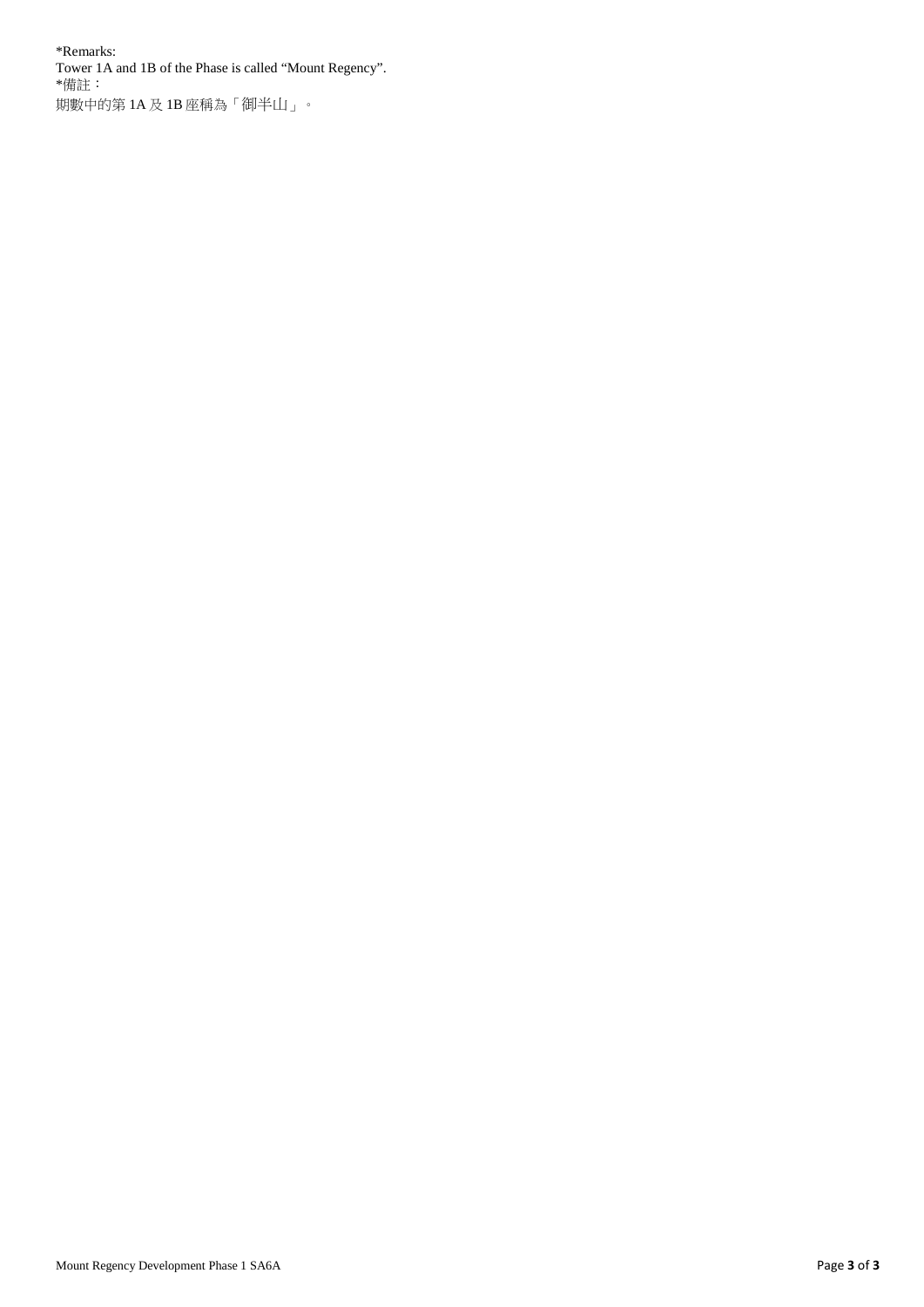*Remarks:
Tower 1A and 1B of the Phase is called "Mount Regency".
*備註：
期數中的第 1A 及 1B 座稱為「御半山」。